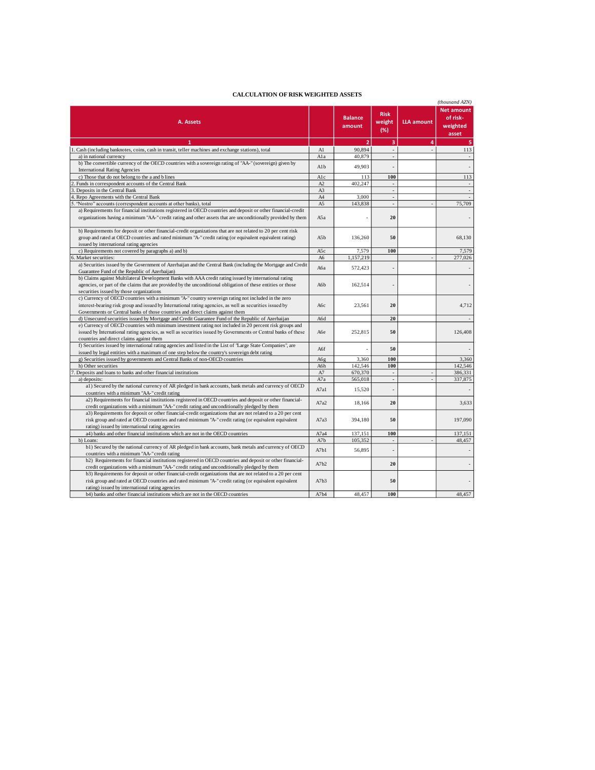## CALCULATION OF RISK WEIGHTED ASSETS

*(thousand AZN)*

| A. Assets | | Balance amount | Risk weight (%) | LLA amount | Net amount of risk-weighted asset |
|---|---|---|---|---|---|
| 1 | | 2 | 3 | 4 | 5 |
| 1. Cash (including banknotes, coins, cash in transit, teller machines and exchange stations), total | A1 | 90,894 | - | - | 113 |
| a) in national currency | A1a | 40,879 | - | | - |
| b) The convertible currency of the OECD countries with a sovereign rating of "AA-" (sovereign) given by International Rating Agencies | A1b | 49,903 | - | | - |
| c) Those that do not belong to the a and b lines | A1c | 113 | **100** | | 113 |
| 2. Funds in correspondent accounts of the Central Bank | A2 | 402,247 | - | | - |
| 3. Deposits in the Central Bank | A3 | | - | | - |
| 4. Repo Agreements with the Central Bank | A4 | 3,000 | - | | - |
| 5. "Nostro" accounts (correspondent accounts at other banks), total | A5 | 143,838 | - | - | 75,709 |
| a) Requirements for financial institutions registered in OECD countries and deposit or other financial-credit organizations having a minimum "AA-" credit rating and other assets that are unconditionally provided by them | A5a | - | **20** | | - |
| b) Requirements for deposit or other financial-credit organizations that are not related to 20 per cent risk group and rated at OECD countries and rated minimum "A-" credit rating (or equivalent equivalent rating) issued by international rating agencies | A5b | 136,260 | **50** | | 68,130 |
| c) Requirements not covered by paragraphs a) and b) | A5c | 7,579 | **100** | | 7,579 |
| 6. Market securities: | A6 | 1,157,219 | | - | 277,026 |
| a) Securities issued by the Government of Azerbaijan and the Central Bank (including the Mortgage and Credit Guarantee Fund of the Republic of Azerbaijan) | A6a | 572,423 | - | | - |
| b) Claims against Multilateral Development Banks with AAA credit rating issued by international rating agencies, or part of the claims that are provided by the unconditional obligation of these entities or those securities issued by those organizations | A6b | 162,514 | - | | - |
| c) Currency of OECD countries with a minimum "A-" country sovereign rating not included in the zero interest-bearing risk group and issued by International rating agencies, as well as securities issued by Governments or Central banks of those countries and direct claims against them | A6c | 23,561 | **20** | | 4,712 |
| d) Unsecured securities issued by Mortgage and Credit Guarantee Fund of the Republic of Azerbaijan | A6d | | **20** | | - |
| e) Currency of OECD countries with minimum investment rating not included in 20 percent risk groups and issued by International rating agencies, as well as securities issued by Governments or Central banks of these countries and direct claims against them | A6e | 252,815 | **50** | | 126,408 |
| f) Securities issued by international rating agencies and listed in the List of "Large State Companies", are issued by legal entities with a maximum of one step below the country's sovereign debt rating | A6f | - | **50** | | - |
| g) Securities issued by governments and Central Banks of non-OECD countries | A6g | 3,360 | **100** | | 3,360 |
| h) Other securities | A6h | 142,546 | **100** | | 142,546 |
| 7. Deposits and loans to banks and other financial institutions | A7 | 670,370 | - | - | 386,331 |
| a) deposits: | A7a | 565,018 | - | - | 337,875 |
| a1) Secured by the national currency of AR pledged in bank accounts, bank metals and currency of OECD countries with a minimum "AA-" credit rating | A7a1 | 15,520 | - | | - |
| a2) Requirements for financial institutions registered in OECD countries and deposit or other financial-credit organizations with a minimum "AA-" credit rating and unconditionally pledged by them | A7a2 | 18,166 | **20** | | 3,633 |
| a3) Requirements for deposit or other financial-credit organizations that are not related to a 20 per cent risk group and rated at OECD countries and rated minimum "A-" credit rating (or equivalent equivalent rating) issued by international rating agencies | A7a3 | 394,180 | **50** | | 197,090 |
| a4) banks and other financial institutions which are not in the OECD countries | A7a4 | 137,151 | **100** | | 137,151 |
| b) Loans: | A7b | 105,352 | - | - | 48,457 |
| b1) Secured by the national currency of AR pledged in bank accounts, bank metals and currency of OECD countries with a minimum "AA-" credit rating | A7b1 | 56,895 | - | | - |
| b2) Requirements for financial institutions registered in OECD countries and deposit or other financial-credit organizations with a minimum "AA-" credit rating and unconditionally pledged by them | A7b2 | | **20** | | - |
| b3) Requirements for deposit or other financial-credit organizations that are not related to a 20 per cent risk group and rated at OECD countries and rated minimum "A-" credit rating (or equivalent equivalent rating) issued by international rating agencies | A7b3 | | **50** | | - |
| b4) banks and other financial institutions which are not in the OECD countries | A7b4 | 48,457 | **100** | | 48,457 |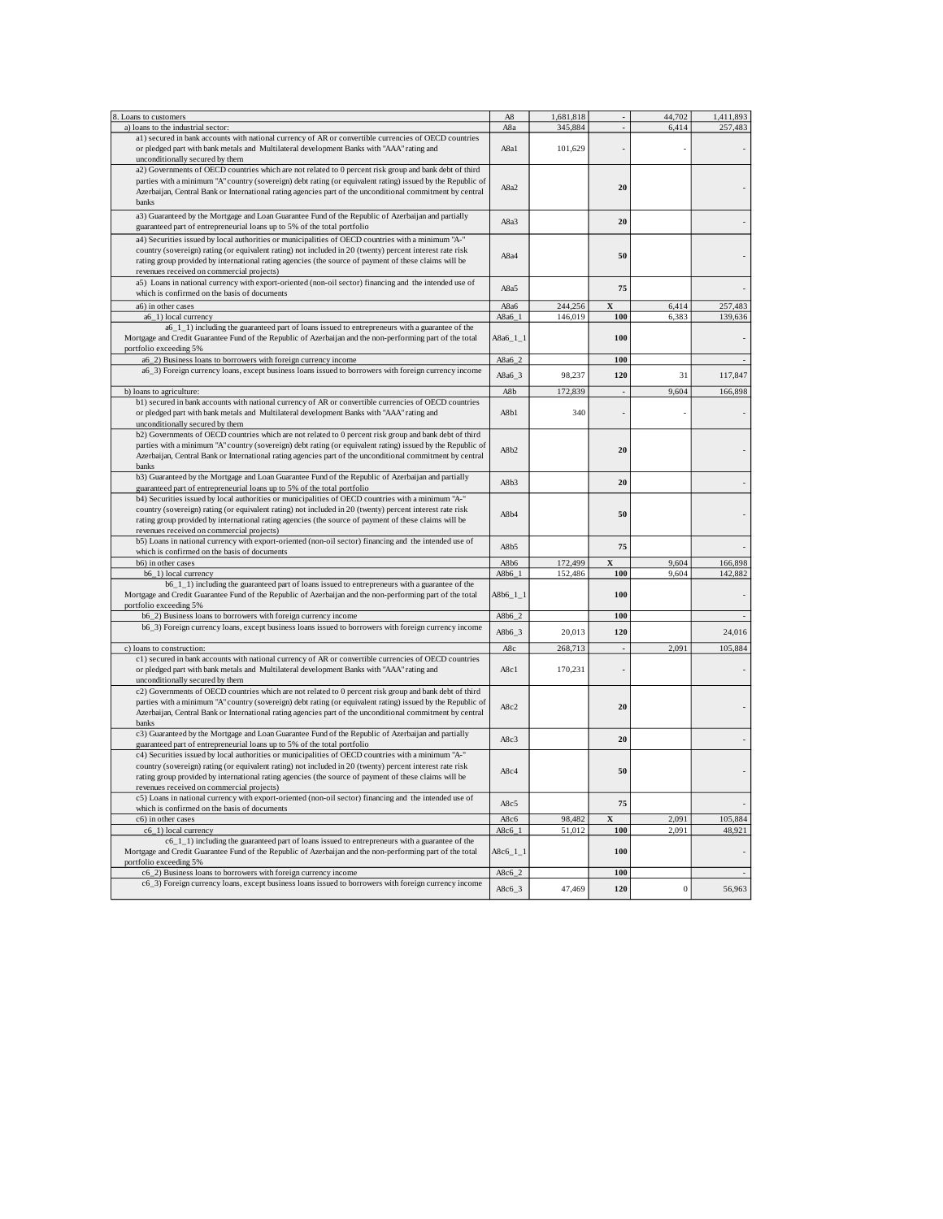| | | | | | |
|---|---|---|---|---|---|
| 8. Loans to customers | A8 | 1,681,818 | - | 44,702 | 1,411,893 |
| a) loans to the industrial sector: | A8a | 345,884 | - | 6,414 | 257,483 |
| a1) secured in bank accounts with national currency of AR or convertible currencies of OECD countries or pledged part with bank metals and Multilateral development Banks with "AAA" rating and unconditionally secured by them | A8a1 | 101,629 | - | - | - |
| a2) Governments of OECD countries which are not related to 0 percent risk group and bank debt of third parties with a minimum "A" country (sovereign) debt rating (or equivalent rating) issued by the Republic of Azerbaijan, Central Bank or International rating agencies part of the unconditional commitment by central banks | A8a2 | | **20** | | - |
| a3) Guaranteed by the Mortgage and Loan Guarantee Fund of the Republic of Azerbaijan and partially guaranteed part of entrepreneurial loans up to 5% of the total portfolio | A8a3 | | **20** | | - |
| a4) Securities issued by local authorities or municipalities of OECD countries with a minimum "A-" country (sovereign) rating (or equivalent rating) not included in 20 (twenty) percent interest rate risk rating group provided by international rating agencies (the source of payment of these claims will be revenues received on commercial projects) | A8a4 | | **50** | | - |
| a5) Loans in national currency with export-oriented (non-oil sector) financing and the intended use of which is confirmed on the basis of documents | A8a5 | | **75** | | - |
| a6) in other cases | A8a6 | 244,256 | **X** | 6,414 | 257,483 |
| a6_1) local currency | A8a6_1 | 146,019 | **100** | 6,383 | 139,636 |
| a6_1_1) including the guaranteed part of loans issued to entrepreneurs with a guarantee of the Mortgage and Credit Guarantee Fund of the Republic of Azerbaijan and the non-performing part of the total portfolio exceeding 5% | A8a6_1_1 | | **100** | | - |
| a6_2) Business loans to borrowers with foreign currency income | A8a6_2 | | **100** | | - |
| a6_3) Foreign currency loans, except business loans issued to borrowers with foreign currency income | A8a6_3 | 98,237 | **120** | 31 | 117,847 |
| b) loans to agriculture: | A8b | 172,839 | - | 9,604 | 166,898 |
| b1) secured in bank accounts with national currency of AR or convertible currencies of OECD countries or pledged part with bank metals and Multilateral development Banks with "AAA" rating and unconditionally secured by them | A8b1 | 340 | - | - | - |
| b2) Governments of OECD countries which are not related to 0 percent risk group and bank debt of third parties with a minimum "A" country (sovereign) debt rating (or equivalent rating) issued by the Republic of Azerbaijan, Central Bank or International rating agencies part of the unconditional commitment by central banks | A8b2 | | **20** | | - |
| b3) Guaranteed by the Mortgage and Loan Guarantee Fund of the Republic of Azerbaijan and partially guaranteed part of entrepreneurial loans up to 5% of the total portfolio | A8b3 | | **20** | | - |
| b4) Securities issued by local authorities or municipalities of OECD countries with a minimum "A-" country (sovereign) rating (or equivalent rating) not included in 20 (twenty) percent interest rate risk rating group provided by international rating agencies (the source of payment of these claims will be revenues received on commercial projects) | A8b4 | | **50** | | - |
| b5) Loans in national currency with export-oriented (non-oil sector) financing and the intended use of which is confirmed on the basis of documents | A8b5 | | **75** | | - |
| b6) in other cases | A8b6 | 172,499 | **X** | 9,604 | 166,898 |
| b6_1) local currency | A8b6_1 | 152,486 | **100** | 9,604 | 142,882 |
| b6_1_1) including the guaranteed part of loans issued to entrepreneurs with a guarantee of the Mortgage and Credit Guarantee Fund of the Republic of Azerbaijan and the non-performing part of the total portfolio exceeding 5% | A8b6_1_1 | | **100** | | - |
| b6_2) Business loans to borrowers with foreign currency income | A8b6_2 | | **100** | | - |
| b6_3) Foreign currency loans, except business loans issued to borrowers with foreign currency income | A8b6_3 | 20,013 | **120** | | 24,016 |
| c) loans to construction: | A8c | 268,713 | - | 2,091 | 105,884 |
| c1) secured in bank accounts with national currency of AR or convertible currencies of OECD countries or pledged part with bank metals and Multilateral development Banks with "AAA" rating and unconditionally secured by them | A8c1 | 170,231 | - | | - |
| c2) Governments of OECD countries which are not related to 0 percent risk group and bank debt of third parties with a minimum "A" country (sovereign) debt rating (or equivalent rating) issued by the Republic of Azerbaijan, Central Bank or International rating agencies part of the unconditional commitment by central banks | A8c2 | | **20** | | - |
| c3) Guaranteed by the Mortgage and Loan Guarantee Fund of the Republic of Azerbaijan and partially guaranteed part of entrepreneurial loans up to 5% of the total portfolio | A8c3 | | **20** | | - |
| c4) Securities issued by local authorities or municipalities of OECD countries with a minimum "A-" country (sovereign) rating (or equivalent rating) not included in 20 (twenty) percent interest rate risk rating group provided by international rating agencies (the source of payment of these claims will be revenues received on commercial projects) | A8c4 | | **50** | | - |
| c5) Loans in national currency with export-oriented (non-oil sector) financing and the intended use of which is confirmed on the basis of documents | A8c5 | | **75** | | - |
| c6) in other cases | A8c6 | 98,482 | **X** | 2,091 | 105,884 |
| c6_1) local currency | A8c6_1 | 51,012 | **100** | 2,091 | 48,921 |
| c6_1_1) including the guaranteed part of loans issued to entrepreneurs with a guarantee of the Mortgage and Credit Guarantee Fund of the Republic of Azerbaijan and the non-performing part of the total portfolio exceeding 5% | A8c6_1_1 | | **100** | | - |
| c6_2) Business loans to borrowers with foreign currency income | A8c6_2 | | **100** | | - |
| c6_3) Foreign currency loans, except business loans issued to borrowers with foreign currency income | A8c6_3 | 47,469 | **120** | 0 | 56,963 |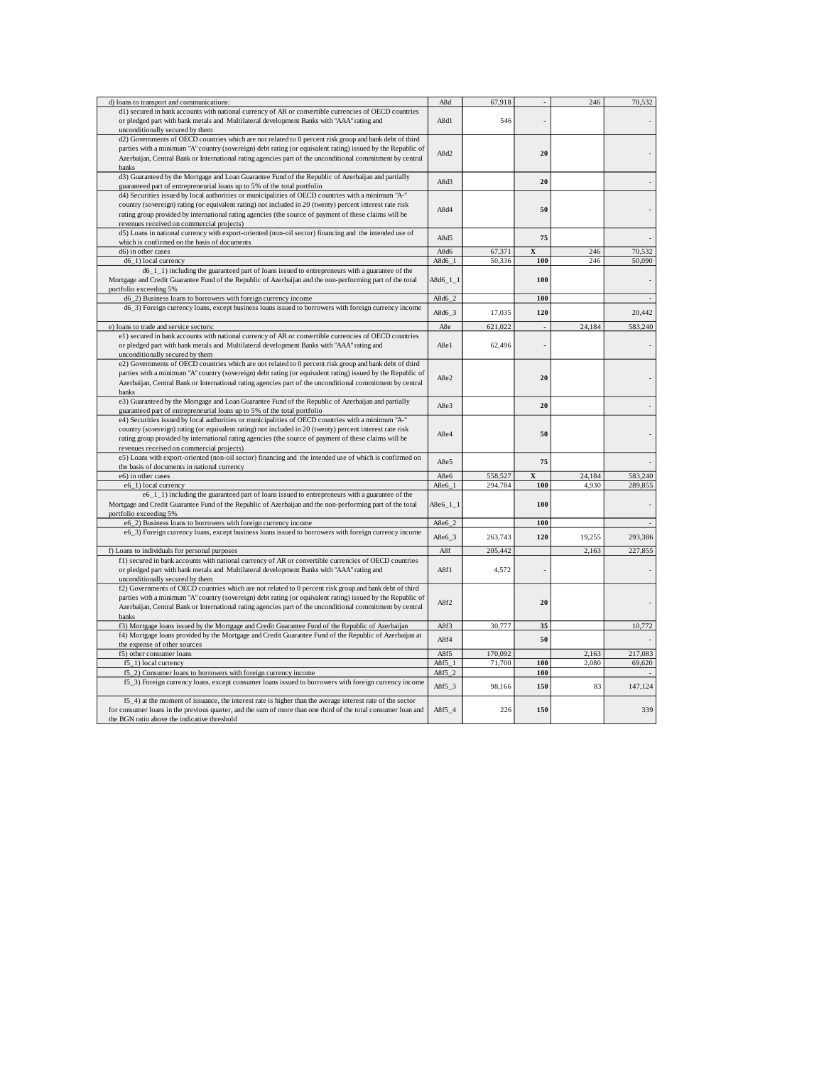| | | | | | |
|---|---|---|---|---|---|
| d) loans to transport and communications: | A8d | 67,918 | - | 246 | 70,532 |
| d1) secured in bank accounts with national currency of AR or convertible currencies of OECD countries or pledged part with bank metals and Multilateral development Banks with "AAA" rating and unconditionally secured by them | A8d1 | 546 | - | | - |
| d2) Governments of OECD countries which are not related to 0 percent risk group and bank debt of third parties with a minimum "A" country (sovereign) debt rating (or equivalent rating) issued by the Republic of Azerbaijan, Central Bank or International rating agencies part of the unconditional commitment by central banks | A8d2 | | **20** | | - |
| d3) Guaranteed by the Mortgage and Loan Guarantee Fund of the Republic of Azerbaijan and partially guaranteed part of entrepreneurial loans up to 5% of the total portfolio | A8d3 | | **20** | | - |
| d4) Securities issued by local authorities or municipalities of OECD countries with a minimum "A-" country (sovereign) rating (or equivalent rating) not included in 20 (twenty) percent interest rate risk rating group provided by international rating agencies (the source of payment of these claims will be revenues received on commercial projects) | A8d4 | | **50** | | - |
| d5) Loans in national currency with export-oriented (non-oil sector) financing and the intended use of which is confirmed on the basis of documents | A8d5 | | **75** | | - |
| d6) in other cases | A8d6 | 67,371 | **X** | 246 | 70,532 |
| d6_1) local currency | A8d6_1 | 50,336 | **100** | 246 | 50,090 |
| d6_1_1) including the guaranteed part of loans issued to entrepreneurs with a guarantee of the Mortgage and Credit Guarantee Fund of the Republic of Azerbaijan and the non-performing part of the total portfolio exceeding 5% | A8d6_1_1 | | **100** | | - |
| d6_2) Business loans to borrowers with foreign currency income | A8d6_2 | | **100** | | - |
| d6_3) Foreign currency loans, except business loans issued to borrowers with foreign currency income | A8d6_3 | 17,035 | **120** | | 20,442 |
| e) loans to trade and service sectors: | A8e | 621,022 | - | 24,184 | 583,240 |
| e1) secured in bank accounts with national currency of AR or convertible currencies of OECD countries or pledged part with bank metals and Multilateral development Banks with "AAA" rating and unconditionally secured by them | A8e1 | 62,496 | - | | - |
| e2) Governments of OECD countries which are not related to 0 percent risk group and bank debt of third parties with a minimum "A" country (sovereign) debt rating (or equivalent rating) issued by the Republic of Azerbaijan, Central Bank or International rating agencies part of the unconditional commitment by central banks | A8e2 | | **20** | | - |
| e3) Guaranteed by the Mortgage and Loan Guarantee Fund of the Republic of Azerbaijan and partially guaranteed part of entrepreneurial loans up to 5% of the total portfolio | A8e3 | | **20** | | - |
| e4) Securities issued by local authorities or municipalities of OECD countries with a minimum "A-" country (sovereign) rating (or equivalent rating) not included in 20 (twenty) percent interest rate risk rating group provided by international rating agencies (the source of payment of these claims will be revenues received on commercial projects) | A8e4 | | **50** | | - |
| e5) Loans with export-oriented (non-oil sector) financing and the intended use of which is confirmed on the basis of documents in national currency | A8e5 | | **75** | | - |
| e6) in other cases | A8e6 | 558,527 | **X** | 24,184 | 583,240 |
| e6_1) local currency | A8e6_1 | 294,784 | **100** | 4,930 | 289,855 |
| e6_1_1) including the guaranteed part of loans issued to entrepreneurs with a guarantee of the Mortgage and Credit Guarantee Fund of the Republic of Azerbaijan and the non-performing part of the total portfolio exceeding 5% | A8e6_1_1 | | **100** | | - |
| e6_2) Business loans to borrowers with foreign currency income | A8e6_2 | | **100** | | - |
| e6_3) Foreign currency loans, except business loans issued to borrowers with foreign currency income | A8e6_3 | 263,743 | **120** | 19,255 | 293,386 |
| f) Loans to individuals for personal purposes | A8f | 205,442 | | 2,163 | 227,855 |
| f1) secured in bank accounts with national currency of AR or convertible currencies of OECD countries or pledged part with bank metals and Multilateral development Banks with "AAA" rating and unconditionally secured by them | A8f1 | 4,572 | - | | - |
| f2) Governments of OECD countries which are not related to 0 percent risk group and bank debt of third parties with a minimum "A" country (sovereign) debt rating (or equivalent rating) issued by the Republic of Azerbaijan, Central Bank or International rating agencies part of the unconditional commitment by central banks | A8f2 | | **20** | | - |
| f3) Mortgage loans issued by the Mortgage and Credit Guarantee Fund of the Republic of Azerbaijan | A8f3 | 30,777 | **35** | | 10,772 |
| f4) Mortgage loans provided by the Mortgage and Credit Guarantee Fund of the Republic of Azerbaijan at the expense of other sources | A8f4 | | **50** | | - |
| f5) other consumer loans | A8f5 | 170,092 | | 2,163 | 217,083 |
| f5_1) local currency | A8f5_1 | 71,700 | **100** | 2,080 | 69,620 |
| f5_2) Consumer loans to borrowers with foreign currency income | A8f5_2 | | **100** | | - |
| f5_3) Foreign currency loans, except consumer loans issued to borrowers with foreign currency income | A8f5_3 | 98,166 | **150** | 83 | 147,124 |
| f5_4) at the moment of issuance, the interest rate is higher than the average interest rate of the sector for consumer loans in the previous quarter, and the sum of more than one third of the total consumer loan and the BGN ratio above the indicative threshold | A8f5_4 | 226 | **150** | | 339 |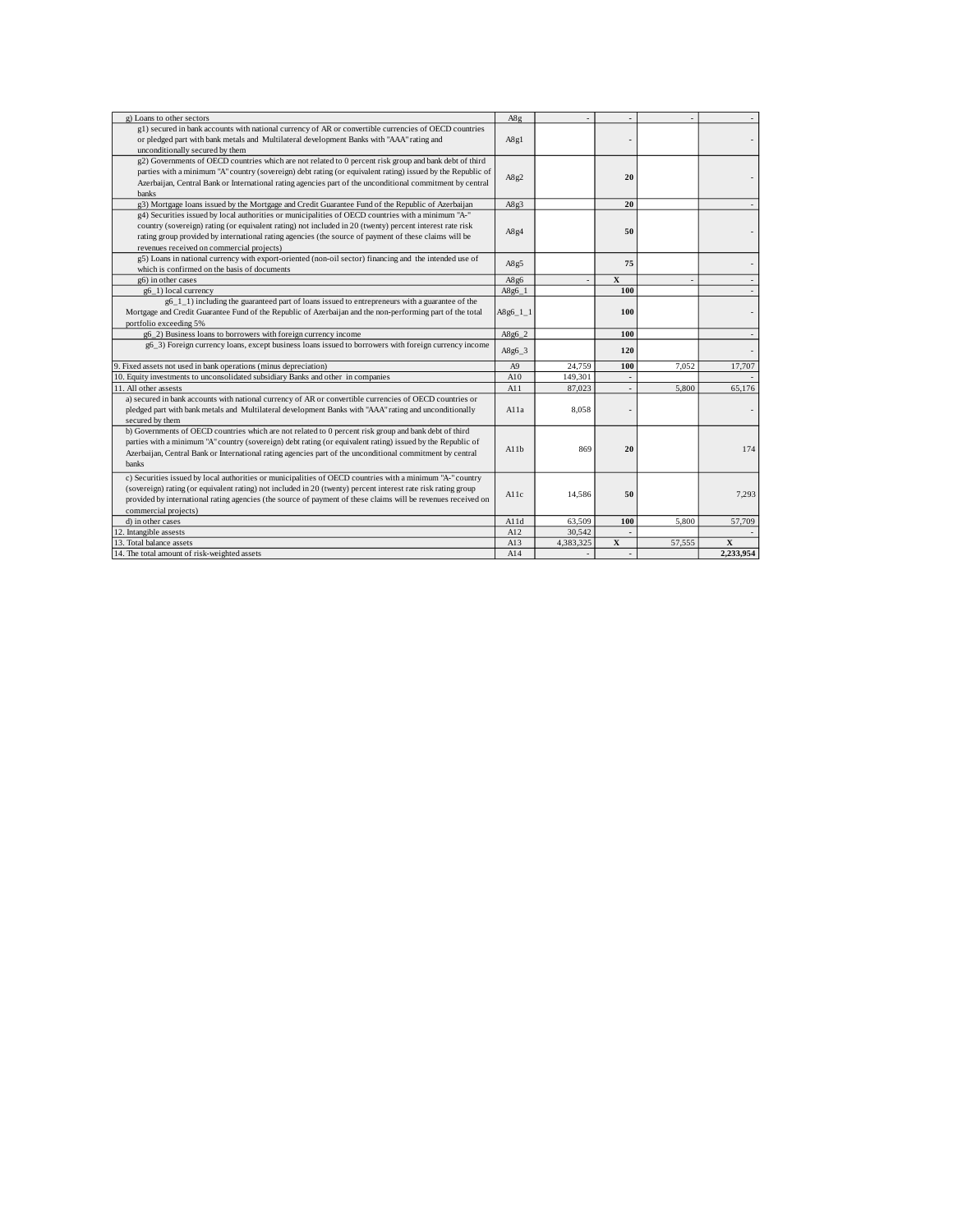| | | | | | |
|---|---|---|---|---|---|
| g) Loans to other sectors | A8g | - | - | - | - |
| g1) secured in bank accounts with national currency of AR or convertible currencies of OECD countries or pledged part with bank metals and Multilateral development Banks with "AAA" rating and unconditionally secured by them | A8g1 | | - | | - |
| g2) Governments of OECD countries which are not related to 0 percent risk group and bank debt of third parties with a minimum "A" country (sovereign) debt rating (or equivalent rating) issued by the Republic of Azerbaijan, Central Bank or International rating agencies part of the unconditional commitment by central banks | A8g2 | | **20** | | - |
| g3) Mortgage loans issued by the Mortgage and Credit Guarantee Fund of the Republic of Azerbaijan | A8g3 | | **20** | | - |
| g4) Securities issued by local authorities or municipalities of OECD countries with a minimum "A-" country (sovereign) rating (or equivalent rating) not included in 20 (twenty) percent interest rate risk rating group provided by international rating agencies (the source of payment of these claims will be revenues received on commercial projects) | A8g4 | | **50** | | - |
| g5) Loans in national currency with export-oriented (non-oil sector) financing and the intended use of which is confirmed on the basis of documents | A8g5 | | **75** | | - |
| g6) in other cases | A8g6 | - | **X** | - | - |
| g6_1) local currency | A8g6_1 | | **100** | | - |
| g6_1_1) including the guaranteed part of loans issued to entrepreneurs with a guarantee of the Mortgage and Credit Guarantee Fund of the Republic of Azerbaijan and the non-performing part of the total portfolio exceeding 5% | A8g6_1_1 | | **100** | | - |
| g6_2) Business loans to borrowers with foreign currency income | A8g6_2 | | **100** | | - |
| g6_3) Foreign currency loans, except business loans issued to borrowers with foreign currency income | A8g6_3 | | **120** | | - |
| 9. Fixed assets not used in bank operations (minus depreciation) | A9 | 24,759 | **100** | 7,052 | 17,707 |
| 10. Equity investments to unconsolidated subsidiary Banks and other in companies | A10 | 149,301 | - | | - |
| 11. All other assests | A11 | 87,023 | - | 5,800 | 65,176 |
| a) secured in bank accounts with national currency of AR or convertible currencies of OECD countries or pledged part with bank metals and Multilateral development Banks with "AAA" rating and unconditionally secured by them | A11a | 8,058 | - | | - |
| b) Governments of OECD countries which are not related to 0 percent risk group and bank debt of third parties with a minimum "A" country (sovereign) debt rating (or equivalent rating) issued by the Republic of Azerbaijan, Central Bank or International rating agencies part of the unconditional commitment by central banks | A11b | 869 | **20** | | 174 |
| c) Securities issued by local authorities or municipalities of OECD countries with a minimum "A-" country (sovereign) rating (or equivalent rating) not included in 20 (twenty) percent interest rate risk rating group provided by international rating agencies (the source of payment of these claims will be revenues received on commercial projects) | A11c | 14,586 | **50** | | 7,293 |
| d) in other cases | A11d | 63,509 | **100** | 5,800 | 57,709 |
| 12. Intangible assests | A12 | 30,542 | - | | - |
| 13. Total balance assets | A13 | 4,383,325 | **X** | 57,555 | **X** |
| 14. The total amount of risk-weighted assets | A14 | - | - | | **2,233,954** |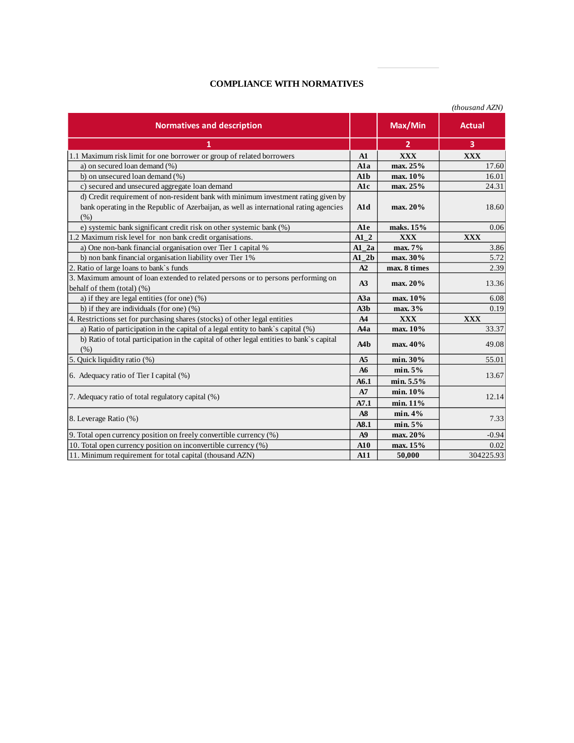## COMPLIANCE WITH NORMATIVES

*(thousand AZN)*

| Normatives and description | | Max/Min | Actual |
|---|---|---|---|
| 1 | | 2 | 3 |
| 1.1 Maximum risk limit for one borrower or group of related borrowers | **A1** | **XXX** | **XXX** |
| a) on secured loan demand (%) | **A1a** | **max. 25%** | 17.60 |
| b) on unsecured loan demand (%) | **A1b** | **max. 10%** | 16.01 |
| c) secured and unsecured aggregate loan demand | **A1c** | **max. 25%** | 24.31 |
| d) Credit requirement of non-resident bank with minimum investment rating given by bank operating in the Republic of Azerbaijan, as well as international rating agencies (%) | **A1d** | **max. 20%** | 18.60 |
| e) systemic bank significant credit risk on other systemic bank (%) | **A1e** | **maks. 15%** | 0.06 |
| 1.2 Maximum risk level for non bank credit organisations. | **A1_2** | **XXX** | **XXX** |
| a) One non-bank financial organisation over Tier 1 capital % | **A1_2a** | **max. 7%** | 3.86 |
| b) non bank financial organisation liability over Tier 1% | **A1_2b** | **max. 30%** | 5.72 |
| 2. Ratio of large loans to bank`s funds | **A2** | **max. 8 times** | 2.39 |
| 3. Maximum amount of loan extended to related persons or to persons performing on behalf of them (total) (%) | **A3** | **max. 20%** | 13.36 |
| a) if they are legal entities (for one) (%) | **A3a** | **max. 10%** | 6.08 |
| b) if they are individuals (for one) (%) | **A3b** | **max. 3%** | 0.19 |
| 4. Restrictions set for purchasing shares (stocks) of other legal entities | **A4** | **XXX** | **XXX** |
| a) Ratio of participation in the capital of a legal entity to bank`s capital (%) | **A4a** | **max. 10%** | 33.37 |
| b) Ratio of total participation in the capital of other legal entities to bank`s capital (%) | **A4b** | **max. 40%** | 49.08 |
| 5. Quick liquidity ratio (%) | **A5** | **min. 30%** | 55.01 |
| 6. Adequacy ratio of Tier I capital (%) | **A6** | **min. 5%** | 13.67 |
| | **A6.1** | **min. 5.5%** | |
| 7. Adequacy ratio of total regulatory capital (%) | **A7** | **min. 10%** | 12.14 |
| | **A7.1** | **min. 11%** | |
| 8. Leverage Ratio (%) | **A8** | **min. 4%** | 7.33 |
| | **A8.1** | **min. 5%** | |
| 9. Total open currency position on freely convertible currency (%) | **A9** | **max. 20%** | -0.94 |
| 10. Total open currency position on inconvertible currency (%) | **A10** | **max. 15%** | 0.02 |
| 11. Minimum requirement for total capital (thousand AZN) | **A11** | **50,000** | 304225.93 |